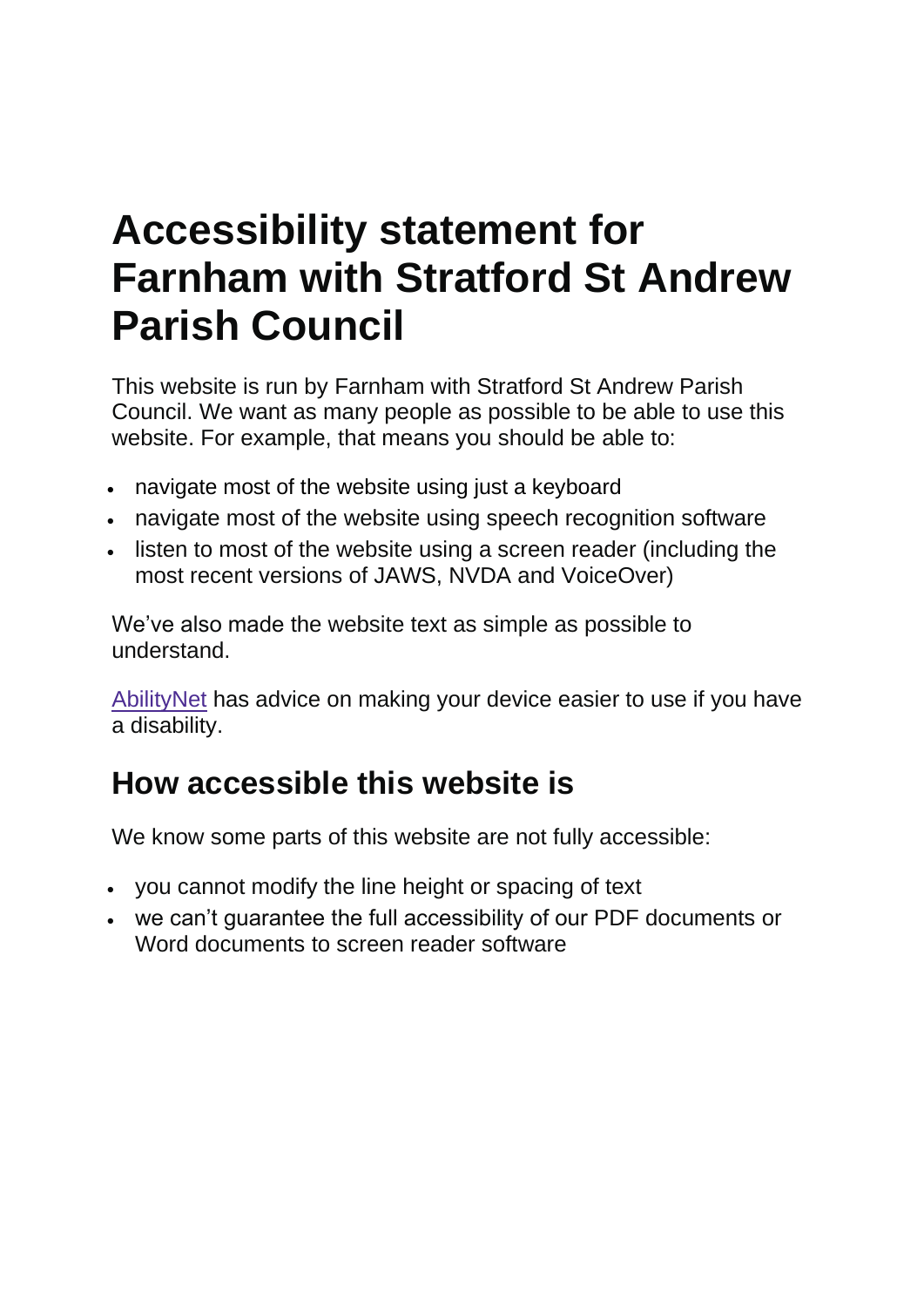# Accessibility statement for Farnham with Stratford St Andrew Parish Council

This website is run by Farnham with Stratford St Andrew Parish Council. We want as many people as possible to be able to use this website. For example, that means you should be able to:

- navigate most of the website using just a keyboard
- navigate most of the website using speech recognition software
- listen to most of the website using a screen reader (including the most recent versions of JAWS, NVDA and VoiceOver)

We've also made the website text as simple as possible to understand.

AbilityNet has advice on making your device easier to use if you have a disability.

## How accessible this website is

We know some parts of this website are not fully accessible:

- you cannot modify the line height or spacing of text
- we can't guarantee the full accessibility of our PDF documents or Word documents to screen reader software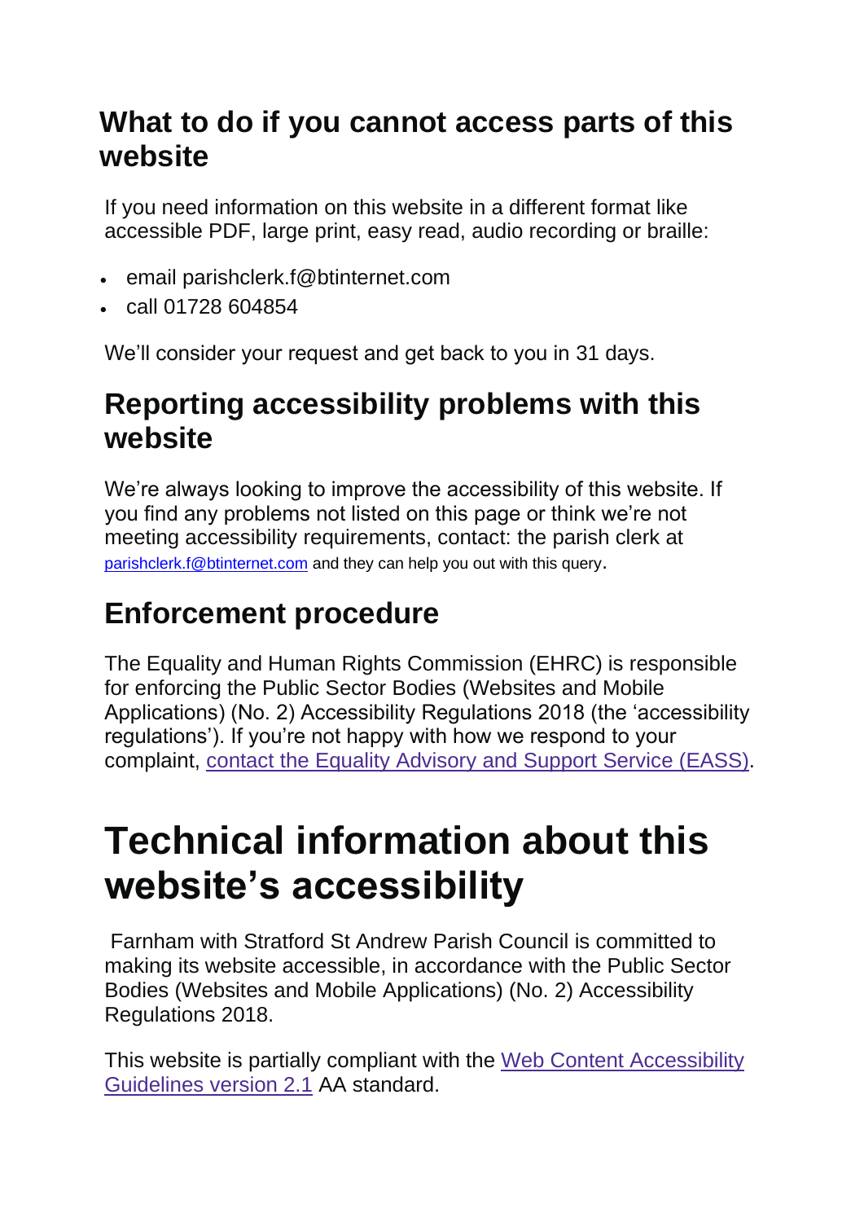## What to do if you cannot access parts of this website

If you need information on this website in a different format like accessible PDF, large print, easy read, audio recording or braille:

- email parishclerk.f@btinternet.com
- call 01728 604854

We'll consider your request and get back to you in 31 days.

## Reporting accessibility problems with this website

We're always looking to improve the accessibility of this website. If you find any problems not listed on this page or think we're not meeting accessibility requirements, contact: the parish clerk at parishclerk.f@btinternet.com and they can help you out with this query.

## Enforcement procedure

The Equality and Human Rights Commission (EHRC) is responsible for enforcing the Public Sector Bodies (Websites and Mobile Applications) (No. 2) Accessibility Regulations 2018 (the 'accessibility regulations'). If you're not happy with how we respond to your complaint, contact the Equality Advisory and Support Service (EASS).

# Technical information about this website's accessibility

Farnham with Stratford St Andrew Parish Council is committed to making its website accessible, in accordance with the Public Sector Bodies (Websites and Mobile Applications) (No. 2) Accessibility Regulations 2018.

This website is partially compliant with the Web Content Accessibility Guidelines version 2.1 AA standard.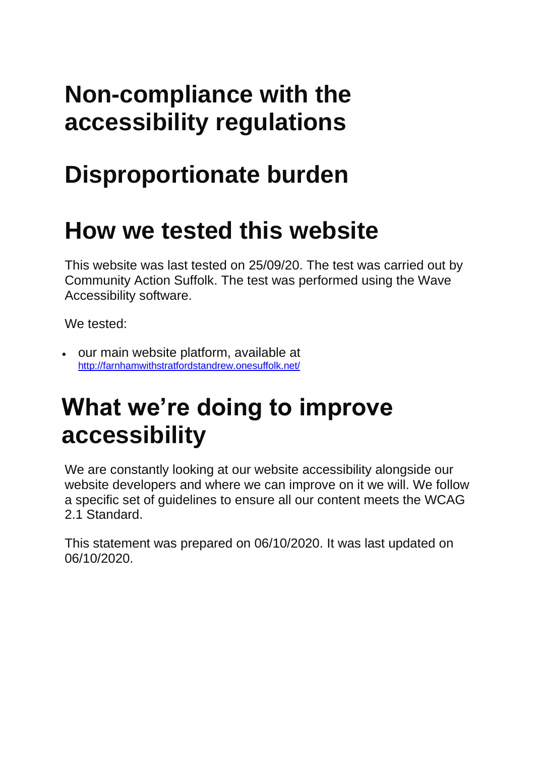## Non-compliance with the accessibility regulations

## Disproportionate burden

## How we tested this website

This website was last tested on 25/09/20. The test was carried out by Community Action Suffolk. The test was performed using the Wave Accessibility software.

We tested:

- our main website platform, available at http://farnhamwithstratfordstandrew.onesuffolk.net/

## What we're doing to improve accessibility

We are constantly looking at our website accessibility alongside our website developers and where we can improve on it we will. We follow a specific set of guidelines to ensure all our content meets the WCAG 2.1 Standard.

This statement was prepared on 06/10/2020. It was last updated on 06/10/2020.